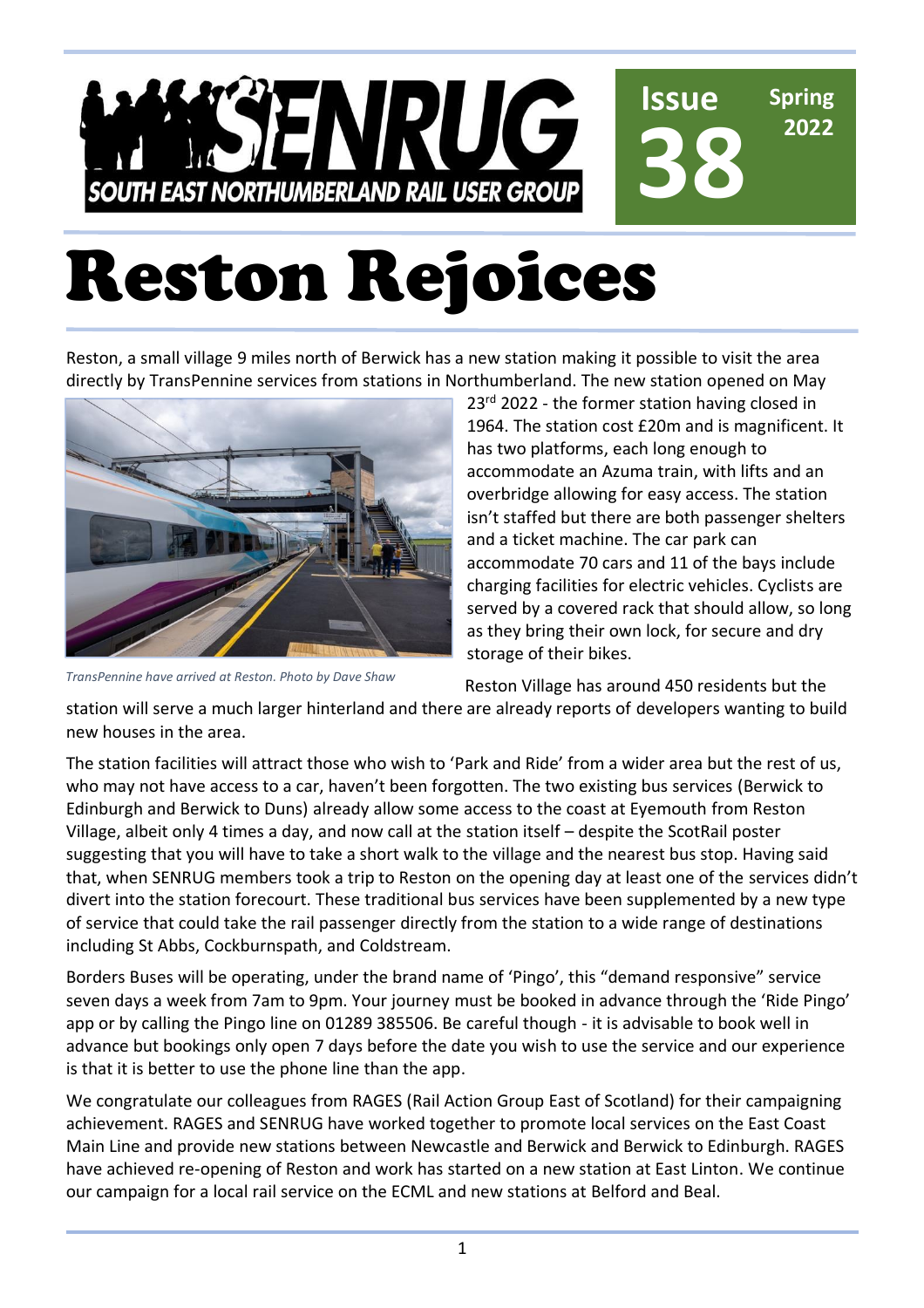SOUTH EAST NORTHUMBERLAND RAIL USER GROUP

**Issue 38** **Spring 2022**

# Reston Rejoices

Reston, a small village 9 miles north of Berwick has a new station making it possible to visit the area directly by TransPennine services from stations in Northumberland. The new station opened on May 23rd 2022 - the former station having closed in 1964. The station cost £20m and is magnificent. It has two platforms, each long enough to accommodate an Azuma train, with lifts and an overbridge allowing for easy access. The station isn't staffed but there are both passenger shelters and a ticket machine. The car park can accommodate 70 cars and 11 of the bays include charging facilities for electric vehicles. Cyclists are served by a covered rack that should allow, so long as they bring their own lock, for secure and dry storage of their bikes.

*TransPennine have arrived at Reston. Photo by Dave Shaw*

Reston Village has around 450 residents but the station will serve a much larger hinterland and there are already reports of developers wanting to build new houses in the area.

The station facilities will attract those who wish to 'Park and Ride' from a wider area but the rest of us, who may not have access to a car, haven't been forgotten. The two existing bus services (Berwick to Edinburgh and Berwick to Duns) already allow some access to the coast at Eyemouth from Reston Village, albeit only 4 times a day, and now call at the station itself – despite the ScotRail poster suggesting that you will have to take a short walk to the village and the nearest bus stop. Having said that, when SENRUG members took a trip to Reston on the opening day at least one of the services didn't divert into the station forecourt. These traditional bus services have been supplemented by a new type of service that could take the rail passenger directly from the station to a wide range of destinations including St Abbs, Cockburnspath, and Coldstream.

Borders Buses will be operating, under the brand name of 'Pingo', this "demand responsive" service seven days a week from 7am to 9pm. Your journey must be booked in advance through the 'Ride Pingo' app or by calling the Pingo line on 01289 385506. Be careful though - it is advisable to book well in advance but bookings only open 7 days before the date you wish to use the service and our experience is that it is better to use the phone line than the app.

We congratulate our colleagues from RAGES (Rail Action Group East of Scotland) for their campaigning achievement. RAGES and SENRUG have worked together to promote local services on the East Coast Main Line and provide new stations between Newcastle and Berwick and Berwick to Edinburgh. RAGES have achieved re-opening of Reston and work has started on a new station at East Linton. We continue our campaign for a local rail service on the ECML and new stations at Belford and Beal.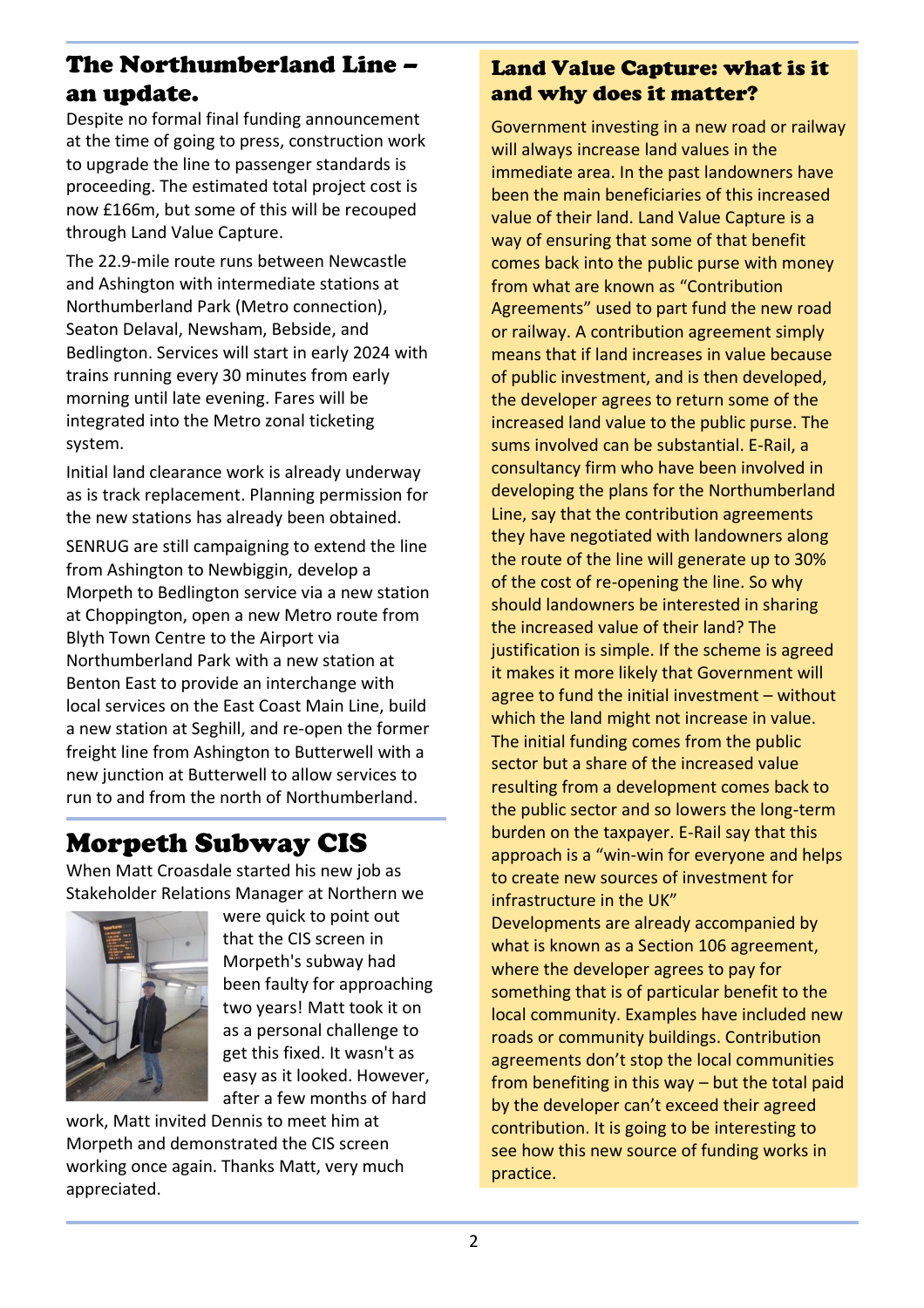## The Northumberland Line – an update.

Despite no formal final funding announcement at the time of going to press, construction work to upgrade the line to passenger standards is proceeding. The estimated total project cost is now £166m, but some of this will be recouped through Land Value Capture.

The 22.9-mile route runs between Newcastle and Ashington with intermediate stations at Northumberland Park (Metro connection), Seaton Delaval, Newsham, Bebside, and Bedlington. Services will start in early 2024 with trains running every 30 minutes from early morning until late evening. Fares will be integrated into the Metro zonal ticketing system.

Initial land clearance work is already underway as is track replacement. Planning permission for the new stations has already been obtained.

SENRUG are still campaigning to extend the line from Ashington to Newbiggin, develop a Morpeth to Bedlington service via a new station at Choppington, open a new Metro route from Blyth Town Centre to the Airport via Northumberland Park with a new station at Benton East to provide an interchange with local services on the East Coast Main Line, build a new station at Seghill, and re-open the former freight line from Ashington to Butterwell with a new junction at Butterwell to allow services to run to and from the north of Northumberland.

## Morpeth Subway CIS

When Matt Croasdale started his new job as Stakeholder Relations Manager at Northern we were quick to point out that the CIS screen in Morpeth's subway had been faulty for approaching two years! Matt took it on as a personal challenge to get this fixed. It wasn't as easy as it looked. However, after a few months of hard work, Matt invited Dennis to meet him at Morpeth and demonstrated the CIS screen working once again. Thanks Matt, very much appreciated.

## Land Value Capture: what is it and why does it matter?

Government investing in a new road or railway will always increase land values in the immediate area. In the past landowners have been the main beneficiaries of this increased value of their land. Land Value Capture is a way of ensuring that some of that benefit comes back into the public purse with money from what are known as "Contribution Agreements" used to part fund the new road or railway. A contribution agreement simply means that if land increases in value because of public investment, and is then developed, the developer agrees to return some of the increased land value to the public purse. The sums involved can be substantial. E-Rail, a consultancy firm who have been involved in developing the plans for the Northumberland Line, say that the contribution agreements they have negotiated with landowners along the route of the line will generate up to 30% of the cost of re-opening the line. So why should landowners be interested in sharing the increased value of their land? The justification is simple. If the scheme is agreed it makes it more likely that Government will agree to fund the initial investment – without which the land might not increase in value. The initial funding comes from the public sector but a share of the increased value resulting from a development comes back to the public sector and so lowers the long-term burden on the taxpayer. E-Rail say that this approach is a "win-win for everyone and helps to create new sources of investment for infrastructure in the UK"

Developments are already accompanied by what is known as a Section 106 agreement, where the developer agrees to pay for something that is of particular benefit to the local community. Examples have included new roads or community buildings. Contribution agreements don't stop the local communities from benefiting in this way – but the total paid by the developer can't exceed their agreed contribution. It is going to be interesting to see how this new source of funding works in practice.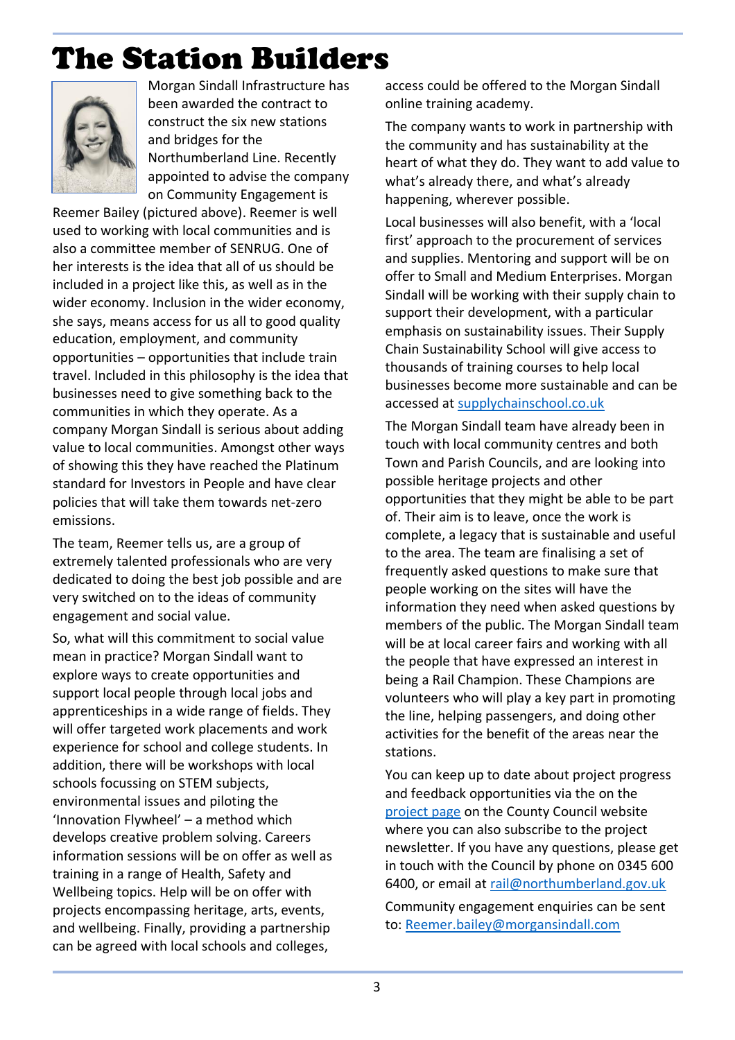# The Station Builders

Morgan Sindall Infrastructure has been awarded the contract to construct the six new stations and bridges for the Northumberland Line. Recently appointed to advise the company on Community Engagement is Reemer Bailey (pictured above). Reemer is well used to working with local communities and is also a committee member of SENRUG. One of her interests is the idea that all of us should be included in a project like this, as well as in the wider economy. Inclusion in the wider economy, she says, means access for us all to good quality education, employment, and community opportunities – opportunities that include train travel. Included in this philosophy is the idea that businesses need to give something back to the communities in which they operate. As a company Morgan Sindall is serious about adding value to local communities. Amongst other ways of showing this they have reached the Platinum standard for Investors in People and have clear policies that will take them towards net-zero emissions.

The team, Reemer tells us, are a group of extremely talented professionals who are very dedicated to doing the best job possible and are very switched on to the ideas of community engagement and social value.

So, what will this commitment to social value mean in practice? Morgan Sindall want to explore ways to create opportunities and support local people through local jobs and apprenticeships in a wide range of fields. They will offer targeted work placements and work experience for school and college students. In addition, there will be workshops with local schools focussing on STEM subjects, environmental issues and piloting the 'Innovation Flywheel' – a method which develops creative problem solving. Careers information sessions will be on offer as well as training in a range of Health, Safety and Wellbeing topics. Help will be on offer with projects encompassing heritage, arts, events, and wellbeing. Finally, providing a partnership can be agreed with local schools and colleges, access could be offered to the Morgan Sindall online training academy.

The company wants to work in partnership with the community and has sustainability at the heart of what they do. They want to add value to what's already there, and what's already happening, wherever possible.

Local businesses will also benefit, with a 'local first' approach to the procurement of services and supplies. Mentoring and support will be on offer to Small and Medium Enterprises. Morgan Sindall will be working with their supply chain to support their development, with a particular emphasis on sustainability issues. Their Supply Chain Sustainability School will give access to thousands of training courses to help local businesses become more sustainable and can be accessed at supplychainschool.co.uk

The Morgan Sindall team have already been in touch with local community centres and both Town and Parish Councils, and are looking into possible heritage projects and other opportunities that they might be able to be part of. Their aim is to leave, once the work is complete, a legacy that is sustainable and useful to the area. The team are finalising a set of frequently asked questions to make sure that people working on the sites will have the information they need when asked questions by members of the public. The Morgan Sindall team will be at local career fairs and working with all the people that have expressed an interest in being a Rail Champion. These Champions are volunteers who will play a key part in promoting the line, helping passengers, and doing other activities for the benefit of the areas near the stations.

You can keep up to date about project progress and feedback opportunities via the on the project page on the County Council website where you can also subscribe to the project newsletter. If you have any questions, please get in touch with the Council by phone on 0345 600 6400, or email at rail@northumberland.gov.uk

Community engagement enquiries can be sent to: Reemer.bailey@morgansindall.com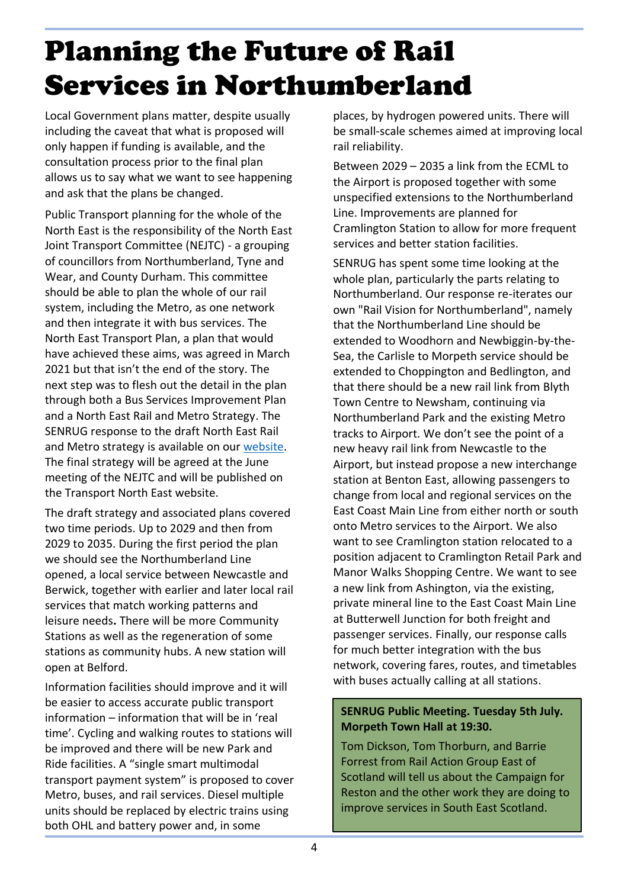# Planning the Future of Rail Services in Northumberland

Local Government plans matter, despite usually including the caveat that what is proposed will only happen if funding is available, and the consultation process prior to the final plan allows us to say what we want to see happening and ask that the plans be changed.

Public Transport planning for the whole of the North East is the responsibility of the North East Joint Transport Committee (NEJTC) - a grouping of councillors from Northumberland, Tyne and Wear, and County Durham. This committee should be able to plan the whole of our rail system, including the Metro, as one network and then integrate it with bus services. The North East Transport Plan, a plan that would have achieved these aims, was agreed in March 2021 but that isn't the end of the story. The next step was to flesh out the detail in the plan through both a Bus Services Improvement Plan and a North East Rail and Metro Strategy. The SENRUG response to the draft North East Rail and Metro strategy is available on our website. The final strategy will be agreed at the June meeting of the NEJTC and will be published on the Transport North East website.

The draft strategy and associated plans covered two time periods. Up to 2029 and then from 2029 to 2035. During the first period the plan we should see the Northumberland Line opened, a local service between Newcastle and Berwick, together with earlier and later local rail services that match working patterns and leisure needs**.** There will be more Community Stations as well as the regeneration of some stations as community hubs. A new station will open at Belford.

Information facilities should improve and it will be easier to access accurate public transport information – information that will be in 'real time'. Cycling and walking routes to stations will be improved and there will be new Park and Ride facilities. A "single smart multimodal transport payment system" is proposed to cover Metro, buses, and rail services. Diesel multiple units should be replaced by electric trains using both OHL and battery power and, in some places, by hydrogen powered units. There will be small-scale schemes aimed at improving local rail reliability.

Between 2029 – 2035 a link from the ECML to the Airport is proposed together with some unspecified extensions to the Northumberland Line. Improvements are planned for Cramlington Station to allow for more frequent services and better station facilities.

SENRUG has spent some time looking at the whole plan, particularly the parts relating to Northumberland. Our response re-iterates our own "Rail Vision for Northumberland", namely that the Northumberland Line should be extended to Woodhorn and Newbiggin-by-the-Sea, the Carlisle to Morpeth service should be extended to Choppington and Bedlington, and that there should be a new rail link from Blyth Town Centre to Newsham, continuing via Northumberland Park and the existing Metro tracks to Airport. We don't see the point of a new heavy rail link from Newcastle to the Airport, but instead propose a new interchange station at Benton East, allowing passengers to change from local and regional services on the East Coast Main Line from either north or south onto Metro services to the Airport. We also want to see Cramlington station relocated to a position adjacent to Cramlington Retail Park and Manor Walks Shopping Centre. We want to see a new link from Ashington, via the existing, private mineral line to the East Coast Main Line at Butterwell Junction for both freight and passenger services. Finally, our response calls for much better integration with the bus network, covering fares, routes, and timetables with buses actually calling at all stations.

**SENRUG Public Meeting. Tuesday 5th July. Morpeth Town Hall at 19:30.**

Tom Dickson, Tom Thorburn, and Barrie Forrest from Rail Action Group East of Scotland will tell us about the Campaign for Reston and the other work they are doing to improve services in South East Scotland.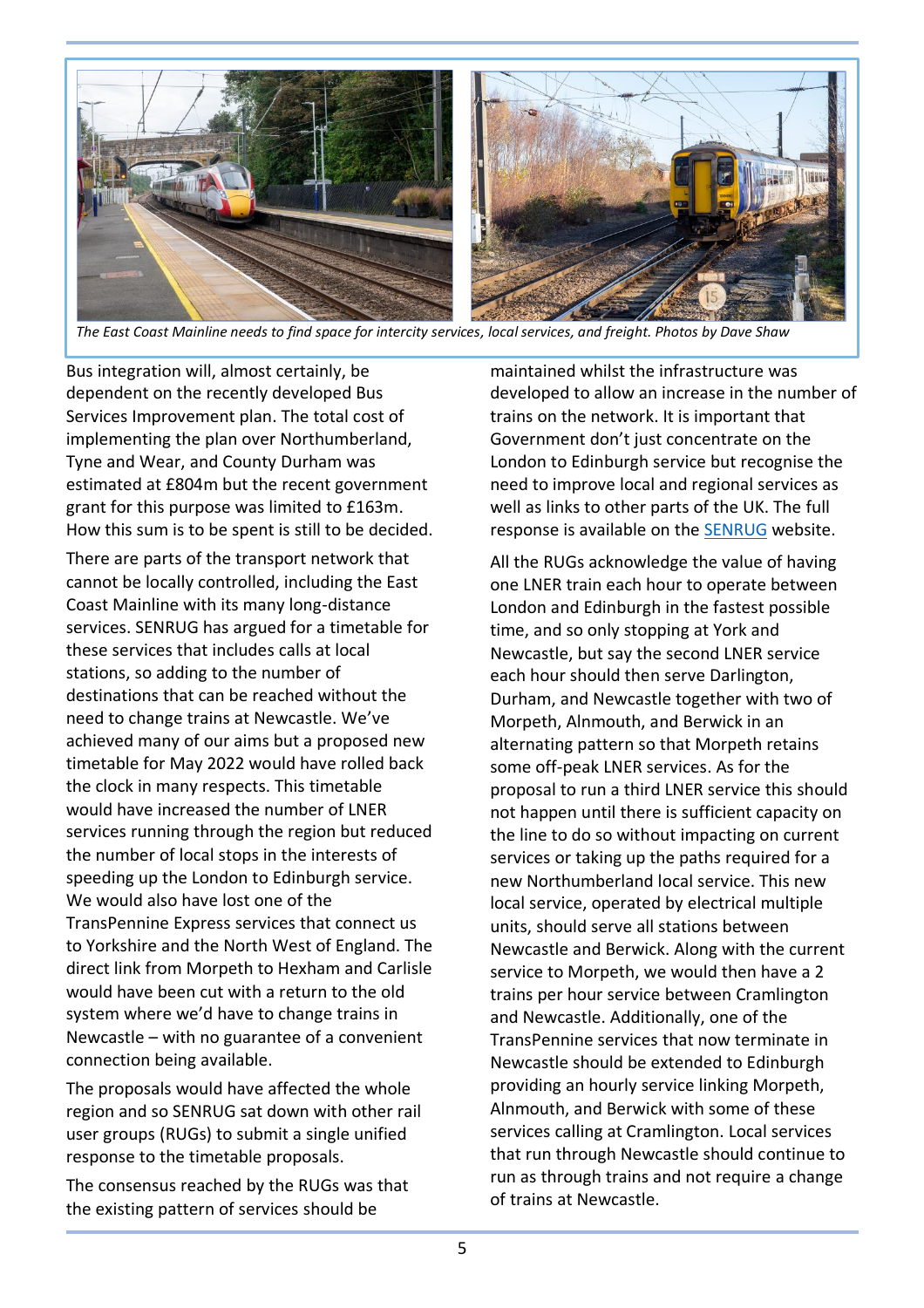*The East Coast Mainline needs to find space for intercity services, local services, and freight. Photos by Dave Shaw*

Bus integration will, almost certainly, be dependent on the recently developed Bus Services Improvement plan. The total cost of implementing the plan over Northumberland, Tyne and Wear, and County Durham was estimated at £804m but the recent government grant for this purpose was limited to £163m. How this sum is to be spent is still to be decided.

There are parts of the transport network that cannot be locally controlled, including the East Coast Mainline with its many long-distance services. SENRUG has argued for a timetable for these services that includes calls at local stations, so adding to the number of destinations that can be reached without the need to change trains at Newcastle. We've achieved many of our aims but a proposed new timetable for May 2022 would have rolled back the clock in many respects. This timetable would have increased the number of LNER services running through the region but reduced the number of local stops in the interests of speeding up the London to Edinburgh service. We would also have lost one of the TransPennine Express services that connect us to Yorkshire and the North West of England. The direct link from Morpeth to Hexham and Carlisle would have been cut with a return to the old system where we'd have to change trains in Newcastle – with no guarantee of a convenient connection being available.

The proposals would have affected the whole region and so SENRUG sat down with other rail user groups (RUGs) to submit a single unified response to the timetable proposals.

The consensus reached by the RUGs was that the existing pattern of services should be maintained whilst the infrastructure was developed to allow an increase in the number of trains on the network. It is important that Government don't just concentrate on the London to Edinburgh service but recognise the need to improve local and regional services as well as links to other parts of the UK. The full response is available on the SENRUG website.

All the RUGs acknowledge the value of having one LNER train each hour to operate between London and Edinburgh in the fastest possible time, and so only stopping at York and Newcastle, but say the second LNER service each hour should then serve Darlington, Durham, and Newcastle together with two of Morpeth, Alnmouth, and Berwick in an alternating pattern so that Morpeth retains some off-peak LNER services. As for the proposal to run a third LNER service this should not happen until there is sufficient capacity on the line to do so without impacting on current services or taking up the paths required for a new Northumberland local service. This new local service, operated by electrical multiple units, should serve all stations between Newcastle and Berwick. Along with the current service to Morpeth, we would then have a 2 trains per hour service between Cramlington and Newcastle. Additionally, one of the TransPennine services that now terminate in Newcastle should be extended to Edinburgh providing an hourly service linking Morpeth, Alnmouth, and Berwick with some of these services calling at Cramlington. Local services that run through Newcastle should continue to run as through trains and not require a change of trains at Newcastle.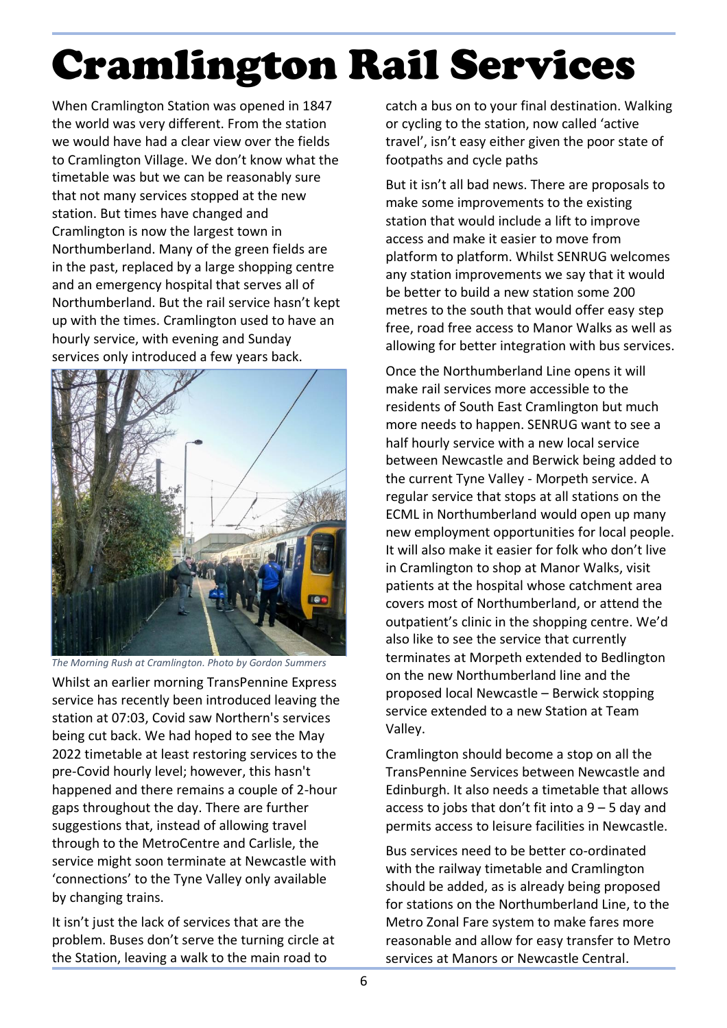# Cramlington Rail Services

When Cramlington Station was opened in 1847 the world was very different. From the station we would have had a clear view over the fields to Cramlington Village. We don't know what the timetable was but we can be reasonably sure that not many services stopped at the new station. But times have changed and Cramlington is now the largest town in Northumberland. Many of the green fields are in the past, replaced by a large shopping centre and an emergency hospital that serves all of Northumberland. But the rail service hasn't kept up with the times. Cramlington used to have an hourly service, with evening and Sunday services only introduced a few years back.

*The Morning Rush at Cramlington. Photo by Gordon Summers*

Whilst an earlier morning TransPennine Express service has recently been introduced leaving the station at 07:03, Covid saw Northern's services being cut back. We had hoped to see the May 2022 timetable at least restoring services to the pre-Covid hourly level; however, this hasn't happened and there remains a couple of 2-hour gaps throughout the day. There are further suggestions that, instead of allowing travel through to the MetroCentre and Carlisle, the service might soon terminate at Newcastle with 'connections' to the Tyne Valley only available by changing trains.

It isn't just the lack of services that are the problem. Buses don't serve the turning circle at the Station, leaving a walk to the main road to catch a bus on to your final destination. Walking or cycling to the station, now called 'active travel', isn't easy either given the poor state of footpaths and cycle paths

But it isn't all bad news. There are proposals to make some improvements to the existing station that would include a lift to improve access and make it easier to move from platform to platform. Whilst SENRUG welcomes any station improvements we say that it would be better to build a new station some 200 metres to the south that would offer easy step free, road free access to Manor Walks as well as allowing for better integration with bus services.

Once the Northumberland Line opens it will make rail services more accessible to the residents of South East Cramlington but much more needs to happen. SENRUG want to see a half hourly service with a new local service between Newcastle and Berwick being added to the current Tyne Valley - Morpeth service. A regular service that stops at all stations on the ECML in Northumberland would open up many new employment opportunities for local people. It will also make it easier for folk who don't live in Cramlington to shop at Manor Walks, visit patients at the hospital whose catchment area covers most of Northumberland, or attend the outpatient's clinic in the shopping centre. We'd also like to see the service that currently terminates at Morpeth extended to Bedlington on the new Northumberland line and the proposed local Newcastle – Berwick stopping service extended to a new Station at Team Valley.

Cramlington should become a stop on all the TransPennine Services between Newcastle and Edinburgh. It also needs a timetable that allows access to jobs that don't fit into a 9 – 5 day and permits access to leisure facilities in Newcastle.

Bus services need to be better co-ordinated with the railway timetable and Cramlington should be added, as is already being proposed for stations on the Northumberland Line, to the Metro Zonal Fare system to make fares more reasonable and allow for easy transfer to Metro services at Manors or Newcastle Central.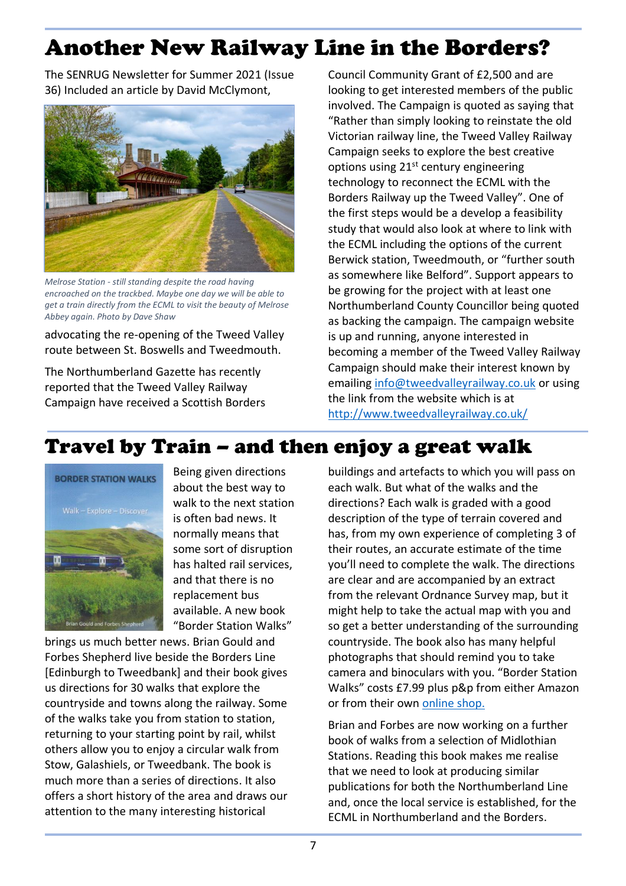# Another New Railway Line in the Borders?

The SENRUG Newsletter for Summer 2021 (Issue 36) Included an article by David McClymont, advocating the re-opening of the Tweed Valley route between St. Boswells and Tweedmouth.

*Melrose Station - still standing despite the road having encroached on the trackbed. Maybe one day we will be able to get a train directly from the ECML to visit the beauty of Melrose Abbey again. Photo by Dave Shaw*

The Northumberland Gazette has recently reported that the Tweed Valley Railway Campaign have received a Scottish Borders Council Community Grant of £2,500 and are looking to get interested members of the public involved. The Campaign is quoted as saying that "Rather than simply looking to reinstate the old Victorian railway line, the Tweed Valley Railway Campaign seeks to explore the best creative options using 21st century engineering technology to reconnect the ECML with the Borders Railway up the Tweed Valley". One of the first steps would be a develop a feasibility study that would also look at where to link with the ECML including the options of the current Berwick station, Tweedmouth, or "further south as somewhere like Belford". Support appears to be growing for the project with at least one Northumberland County Councillor being quoted as backing the campaign. The campaign website is up and running, anyone interested in becoming a member of the Tweed Valley Railway Campaign should make their interest known by emailing info@tweedvalleyrailway.co.uk or using the link from the website which is at http://www.tweedvalleyrailway.co.uk/

# Travel by Train – and then enjoy a great walk

Being given directions about the best way to walk to the next station is often bad news. It normally means that some sort of disruption has halted rail services, and that there is no replacement bus available. A new book "Border Station Walks" brings us much better news. Brian Gould and Forbes Shepherd live beside the Borders Line [Edinburgh to Tweedbank] and their book gives us directions for 30 walks that explore the countryside and towns along the railway. Some of the walks take you from station to station, returning to your starting point by rail, whilst others allow you to enjoy a circular walk from Stow, Galashiels, or Tweedbank. The book is much more than a series of directions. It also offers a short history of the area and draws our attention to the many interesting historical buildings and artefacts to which you will pass on each walk. But what of the walks and the directions? Each walk is graded with a good description of the type of terrain covered and has, from my own experience of completing 3 of their routes, an accurate estimate of the time you'll need to complete the walk. The directions are clear and are accompanied by an extract from the relevant Ordnance Survey map, but it might help to take the actual map with you and so get a better understanding of the surrounding countryside. The book also has many helpful photographs that should remind you to take camera and binoculars with you. "Border Station Walks" costs £7.99 plus p&p from either Amazon or from their own online shop.

Brian and Forbes are now working on a further book of walks from a selection of Midlothian Stations. Reading this book makes me realise that we need to look at producing similar publications for both the Northumberland Line and, once the local service is established, for the ECML in Northumberland and the Borders.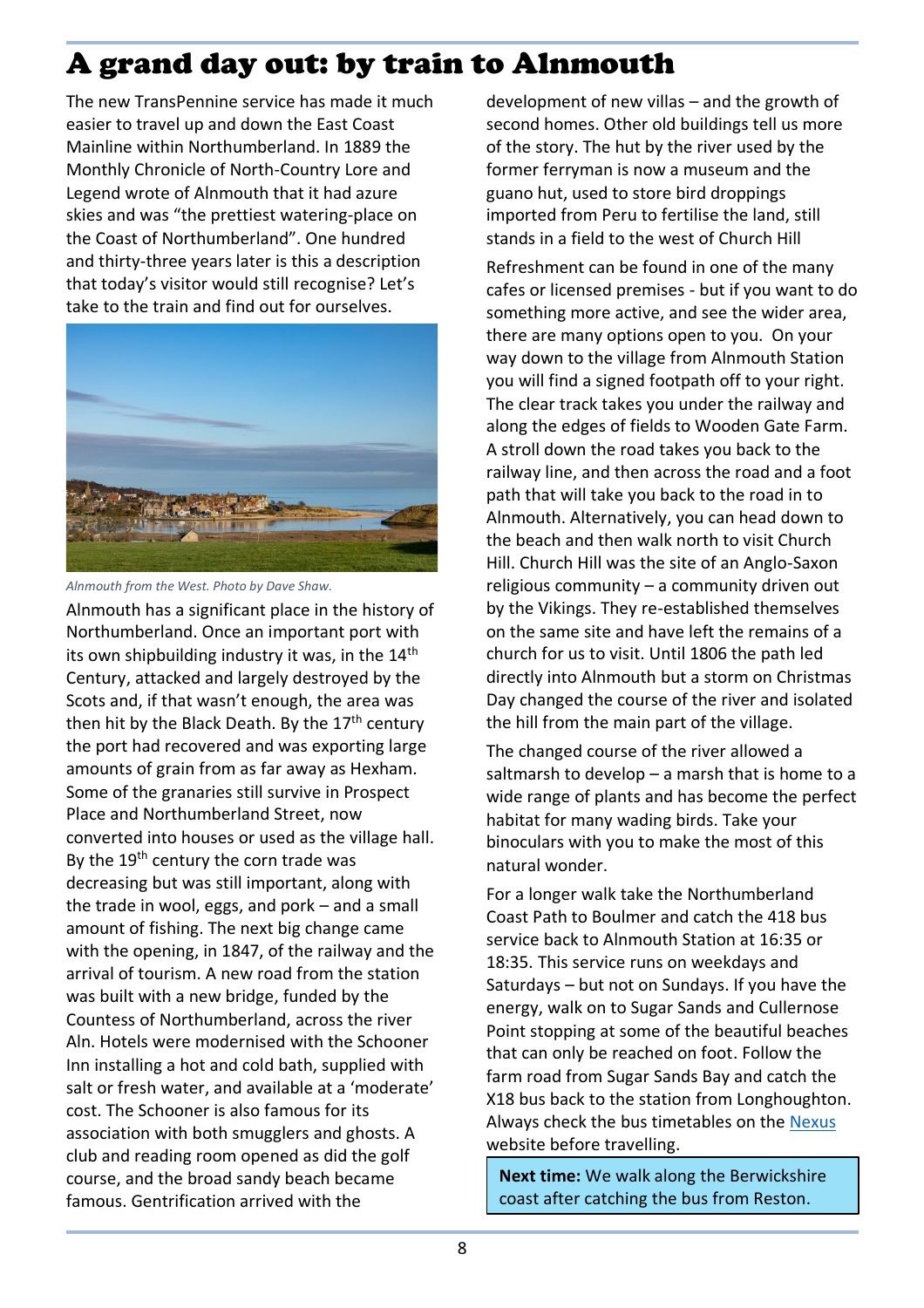# A grand day out: by train to Alnmouth

The new TransPennine service has made it much easier to travel up and down the East Coast Mainline within Northumberland. In 1889 the Monthly Chronicle of North-Country Lore and Legend wrote of Alnmouth that it had azure skies and was "the prettiest watering-place on the Coast of Northumberland". One hundred and thirty-three years later is this a description that today's visitor would still recognise? Let's take to the train and find out for ourselves.

*Alnmouth from the West. Photo by Dave Shaw.*

Alnmouth has a significant place in the history of Northumberland. Once an important port with its own shipbuilding industry it was, in the 14th Century, attacked and largely destroyed by the Scots and, if that wasn't enough, the area was then hit by the Black Death. By the 17th century the port had recovered and was exporting large amounts of grain from as far away as Hexham. Some of the granaries still survive in Prospect Place and Northumberland Street, now converted into houses or used as the village hall. By the 19th century the corn trade was decreasing but was still important, along with the trade in wool, eggs, and pork – and a small amount of fishing. The next big change came with the opening, in 1847, of the railway and the arrival of tourism. A new road from the station was built with a new bridge, funded by the Countess of Northumberland, across the river Aln. Hotels were modernised with the Schooner Inn installing a hot and cold bath, supplied with salt or fresh water, and available at a 'moderate' cost. The Schooner is also famous for its association with both smugglers and ghosts. A club and reading room opened as did the golf course, and the broad sandy beach became famous. Gentrification arrived with the development of new villas – and the growth of second homes. Other old buildings tell us more of the story. The hut by the river used by the former ferryman is now a museum and the guano hut, used to store bird droppings imported from Peru to fertilise the land, still stands in a field to the west of Church Hill

Refreshment can be found in one of the many cafes or licensed premises - but if you want to do something more active, and see the wider area, there are many options open to you. On your way down to the village from Alnmouth Station you will find a signed footpath off to your right. The clear track takes you under the railway and along the edges of fields to Wooden Gate Farm. A stroll down the road takes you back to the railway line, and then across the road and a foot path that will take you back to the road in to Alnmouth. Alternatively, you can head down to the beach and then walk north to visit Church Hill. Church Hill was the site of an Anglo-Saxon religious community – a community driven out by the Vikings. They re-established themselves on the same site and have left the remains of a church for us to visit. Until 1806 the path led directly into Alnmouth but a storm on Christmas Day changed the course of the river and isolated the hill from the main part of the village.

The changed course of the river allowed a saltmarsh to develop – a marsh that is home to a wide range of plants and has become the perfect habitat for many wading birds. Take your binoculars with you to make the most of this natural wonder.

For a longer walk take the Northumberland Coast Path to Boulmer and catch the 418 bus service back to Alnmouth Station at 16:35 or 18:35. This service runs on weekdays and Saturdays – but not on Sundays. If you have the energy, walk on to Sugar Sands and Cullernose Point stopping at some of the beautiful beaches that can only be reached on foot. Follow the farm road from Sugar Sands Bay and catch the X18 bus back to the station from Longhoughton. Always check the bus timetables on the Nexus website before travelling.

**Next time:** We walk along the Berwickshire coast after catching the bus from Reston.